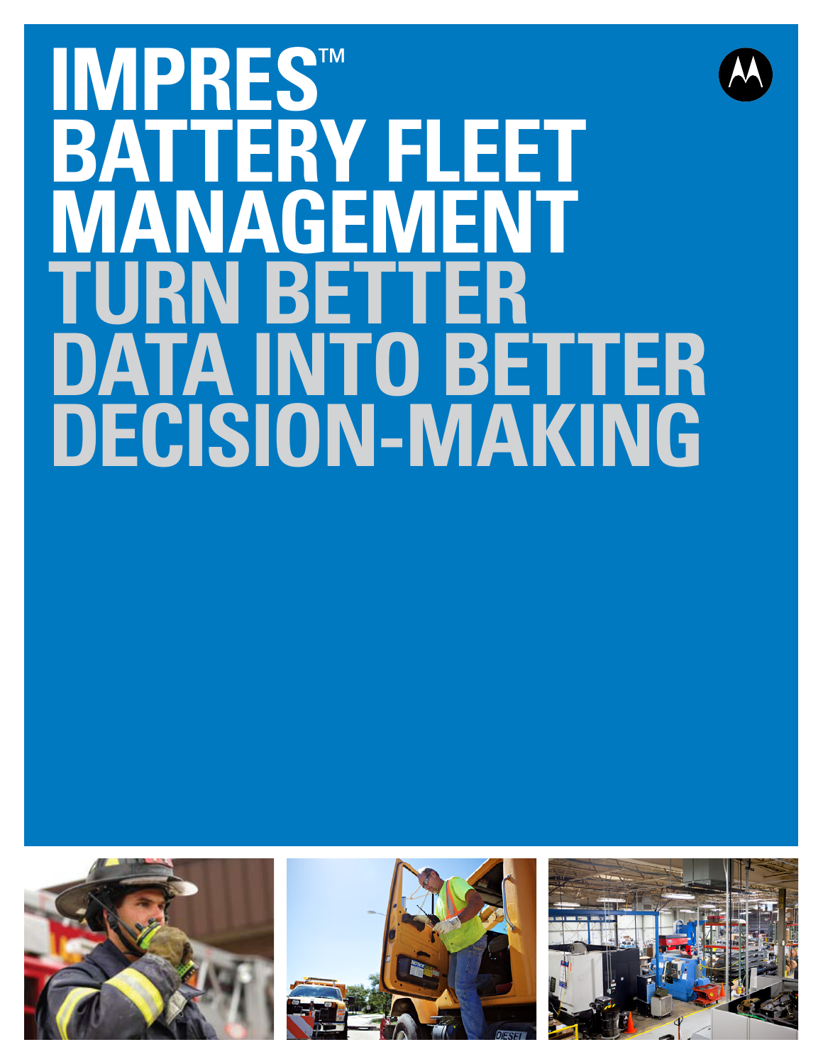# IMPRES™ BATTERY FLEET MANAGEMENT

## TURN BETTER DATA INTO BETTER DECISION-MAKING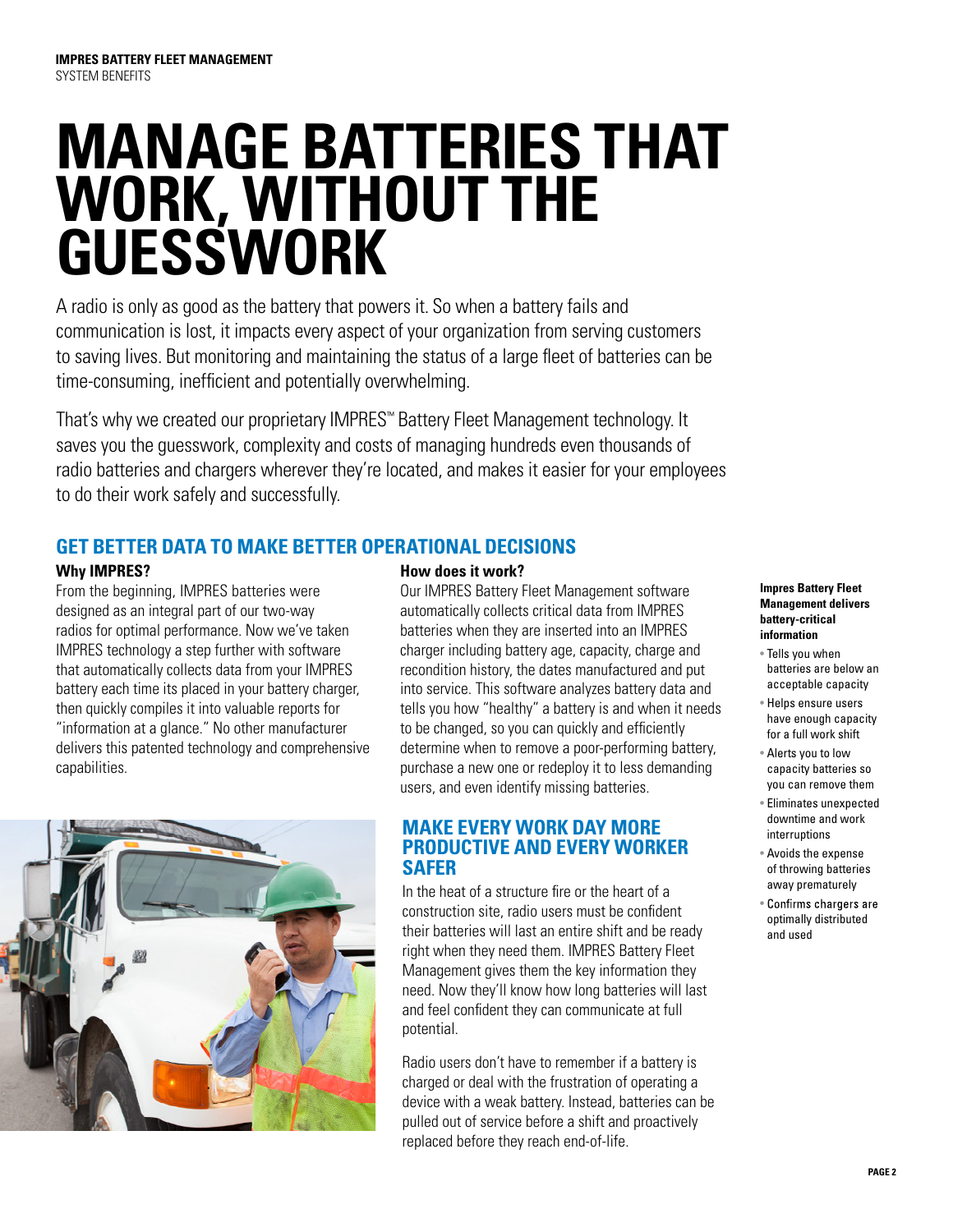IMPRES BATTERY FLEET MANAGEMENT
SYSTEM BENEFITS

# MANAGE BATTERIES THAT WORK, WITHOUT THE GUESSWORK

A radio is only as good as the battery that powers it. So when a battery fails and communication is lost, it impacts every aspect of your organization from serving customers to saving lives. But monitoring and maintaining the status of a large fleet of batteries can be time-consuming, inefficient and potentially overwhelming.

That's why we created our proprietary IMPRES™ Battery Fleet Management technology. It saves you the guesswork, complexity and costs of managing hundreds even thousands of radio batteries and chargers wherever they're located, and makes it easier for your employees to do their work safely and successfully.

## GET BETTER DATA TO MAKE BETTER OPERATIONAL DECISIONS

### Why IMPRES?

From the beginning, IMPRES batteries were designed as an integral part of our two-way radios for optimal performance. Now we've taken IMPRES technology a step further with software that automatically collects data from your IMPRES battery each time its placed in your battery charger, then quickly compiles it into valuable reports for "information at a glance." No other manufacturer delivers this patented technology and comprehensive capabilities.

### How does it work?

Our IMPRES Battery Fleet Management software automatically collects critical data from IMPRES batteries when they are inserted into an IMPRES charger including battery age, capacity, charge and recondition history, the dates manufactured and put into service. This software analyzes battery data and tells you how "healthy" a battery is and when it needs to be changed, so you can quickly and efficiently determine when to remove a poor-performing battery, purchase a new one or redeploy it to less demanding users, and even identify missing batteries.

## MAKE EVERY WORK DAY MORE PRODUCTIVE AND EVERY WORKER SAFER

In the heat of a structure fire or the heart of a construction site, radio users must be confident their batteries will last an entire shift and be ready right when they need them. IMPRES Battery Fleet Management gives them the key information they need. Now they'll know how long batteries will last and feel confident they can communicate at full potential.

Radio users don't have to remember if a battery is charged or deal with the frustration of operating a device with a weak battery. Instead, batteries can be pulled out of service before a shift and proactively replaced before they reach end-of-life.

**Impres Battery Fleet Management delivers battery-critical information**

- Tells you when batteries are below an acceptable capacity
- Helps ensure users have enough capacity for a full work shift
- Alerts you to low capacity batteries so you can remove them
- Eliminates unexpected downtime and work interruptions
- Avoids the expense of throwing batteries away prematurely
- Confirms chargers are optimally distributed and used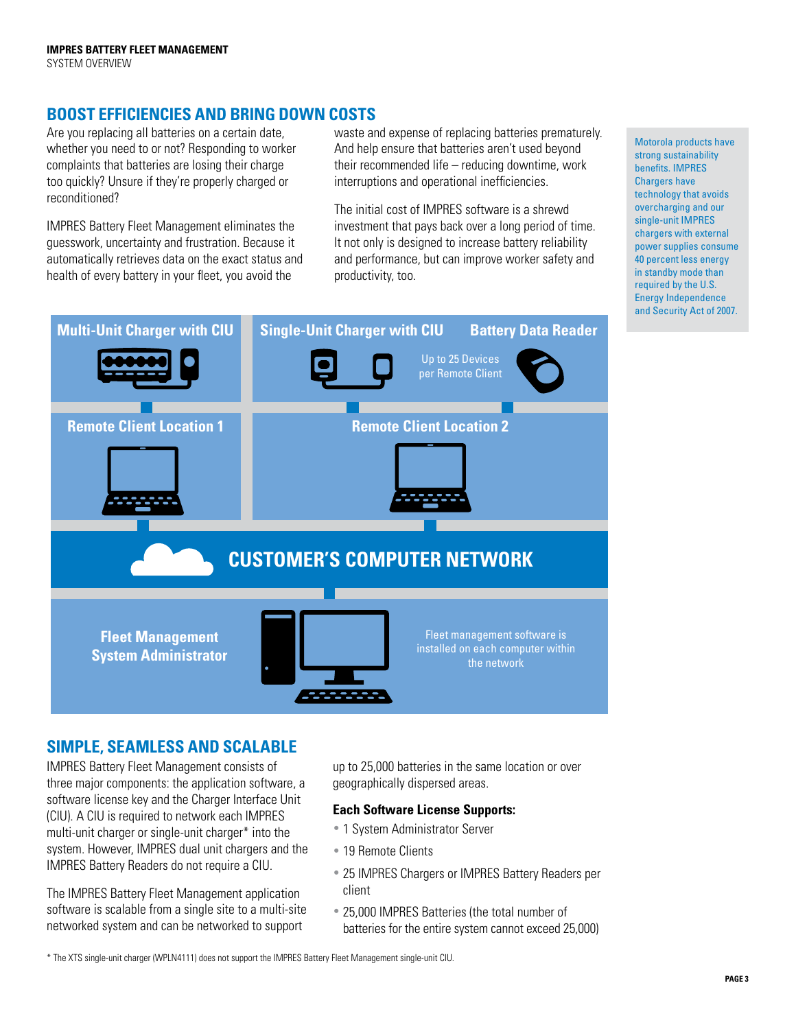## BOOST EFFICIENCIES AND BRING DOWN COSTS

Are you replacing all batteries on a certain date, whether you need to or not? Responding to worker complaints that batteries are losing their charge too quickly? Unsure if they're properly charged or reconditioned?

IMPRES Battery Fleet Management eliminates the guesswork, uncertainty and frustration. Because it automatically retrieves data on the exact status and health of every battery in your fleet, you avoid the waste and expense of replacing batteries prematurely. And help ensure that batteries aren't used beyond their recommended life – reducing downtime, work interruptions and operational inefficiencies.

The initial cost of IMPRES software is a shrewd investment that pays back over a long period of time. It not only is designed to increase battery reliability and performance, but can improve worker safety and productivity, too.

Motorola products have strong sustainability benefits. IMPRES Chargers have technology that avoids overcharging and our single-unit IMPRES chargers with external power supplies consume 40 percent less energy in standby mode than required by the U.S. Energy Independence and Security Act of 2007.

Multi-Unit Charger with CIU

Single-Unit Charger with CIU

Battery Data Reader

Up to 25 Devices per Remote Client

Remote Client Location 1

Remote Client Location 2

CUSTOMER'S COMPUTER NETWORK

Fleet Management System Administrator

Fleet management software is installed on each computer within the network

## SIMPLE, SEAMLESS AND SCALABLE

IMPRES Battery Fleet Management consists of three major components: the application software, a software license key and the Charger Interface Unit (CIU). A CIU is required to network each IMPRES multi-unit charger or single-unit charger* into the system. However, IMPRES dual unit chargers and the IMPRES Battery Readers do not require a CIU.

The IMPRES Battery Fleet Management application software is scalable from a single site to a multi-site networked system and can be networked to support up to 25,000 batteries in the same location or over geographically dispersed areas.

### Each Software License Supports:

- 1 System Administrator Server
- 19 Remote Clients
- 25 IMPRES Chargers or IMPRES Battery Readers per client
- 25,000 IMPRES Batteries (the total number of batteries for the entire system cannot exceed 25,000)

* The XTS single-unit charger (WPLN4111) does not support the IMPRES Battery Fleet Management single-unit CIU.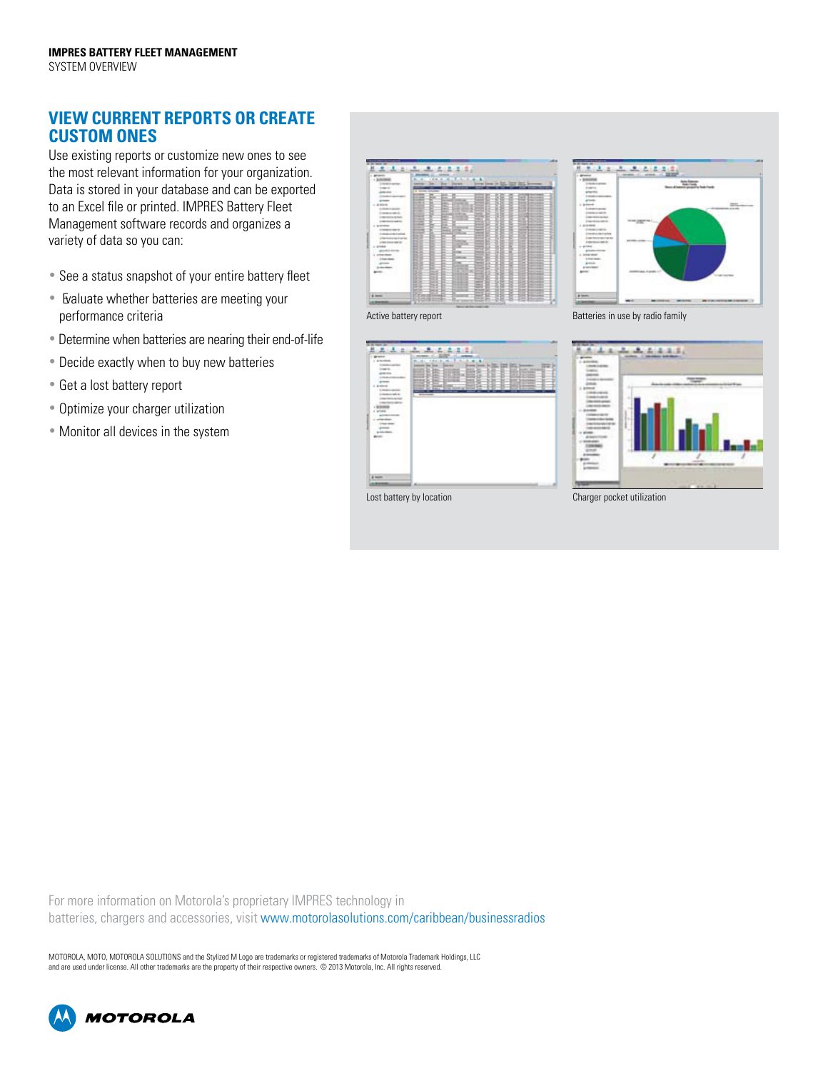## VIEW CURRENT REPORTS OR CREATE CUSTOM ONES

Use existing reports or customize new ones to see the most relevant information for your organization. Data is stored in your database and can be exported to an Excel file or printed. IMPRES Battery Fleet Management software records and organizes a variety of data so you can:

- See a status snapshot of your entire battery fleet
- Evaluate whether batteries are meeting your performance criteria
- Determine when batteries are nearing their end-of-life
- Decide exactly when to buy new batteries
- Get a lost battery report
- Optimize your charger utilization
- Monitor all devices in the system

Active battery report

Batteries in use by radio family

Lost battery by location

Charger pocket utilization

For more information on Motorola's proprietary IMPRES technology in batteries, chargers and accessories, visit www.motorolasolutions.com/caribbean/businessradios

MOTOROLA, MOTO, MOTOROLA SOLUTIONS and the Stylized M Logo are trademarks or registered trademarks of Motorola Trademark Holdings, LLC and are used under license. All other trademarks are the property of their respective owners. © 2013 Motorola, Inc. All rights reserved.

MOTOROLA